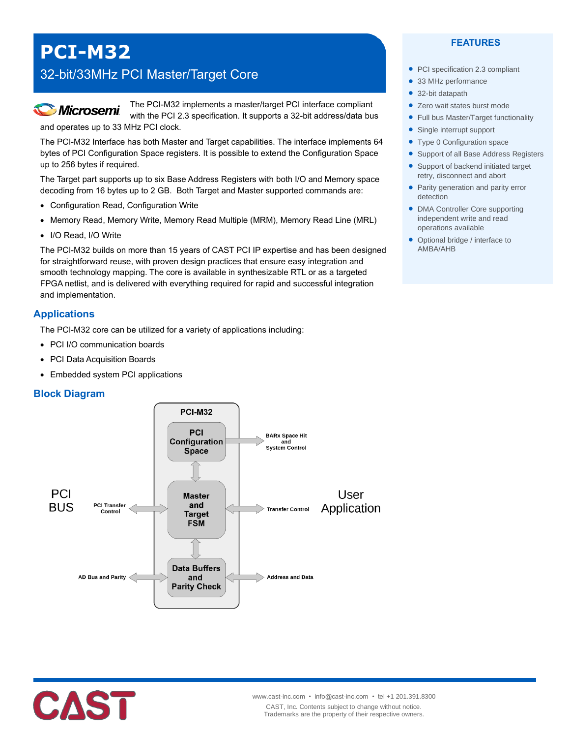# PCI-M32

## 32-bit/33MHz PCI Master/Target Core

The PCI-M32 implements a master/target PCI interface compliant with the PCI 2.3 specification. It supports a 32-bit address/data bus and operates up to 33 MHz PCI clock.

The PCI-M32 Interface has both Master and Target capabilities. The interface implements 64 bytes of PCI Configuration Space registers. It is possible to extend the Configuration Space up to 256 bytes if required.

The Target part supports up to six Base Address Registers with both I/O and Memory space decoding from 16 bytes up to 2 GB. Both Target and Master supported commands are:

- Configuration Read, Configuration Write
- Memory Read, Memory Write, Memory Read Multiple (MRM), Memory Read Line (MRL)
- I/O Read, I/O Write

The PCI-M32 builds on more than 15 years of CAST PCI IP expertise and has been designed for straightforward reuse, with proven design practices that ensure easy integration and smooth technology mapping. The core is available in synthesizable RTL or as a targeted FPGA netlist, and is delivered with everything required for rapid and successful integration and implementation.

## FEATURES

- PCI specification 2.3 compliant
- 33 MHz performance
- 32-bit datapath
- Zero wait states burst mode
- Full bus Master/Target functionality
- Single interrupt support
- Type 0 Configuration space
- Support of all Base Address Registers
- Support of backend initiated target retry, disconnect and abort
- Parity generation and parity error detection
- DMA Controller Core supporting independent write and read operations available
- Optional bridge / interface to AMBA/AHB

## Applications

The PCI-M32 core can be utilized for a variety of applications including:

- PCI I/O communication boards
- PCI Data Acquisition Boards
- Embedded system PCI applications

## Block Diagram

PCI-M32

PCI BUS | PCI Transfer Control | AD Bus and Parity

PCI Configuration Space → BARx Space Hit and System Control

Master and Target FSM ↔ Transfer Control

Data Buffers and Parity Check ↔ Address and Data

User Application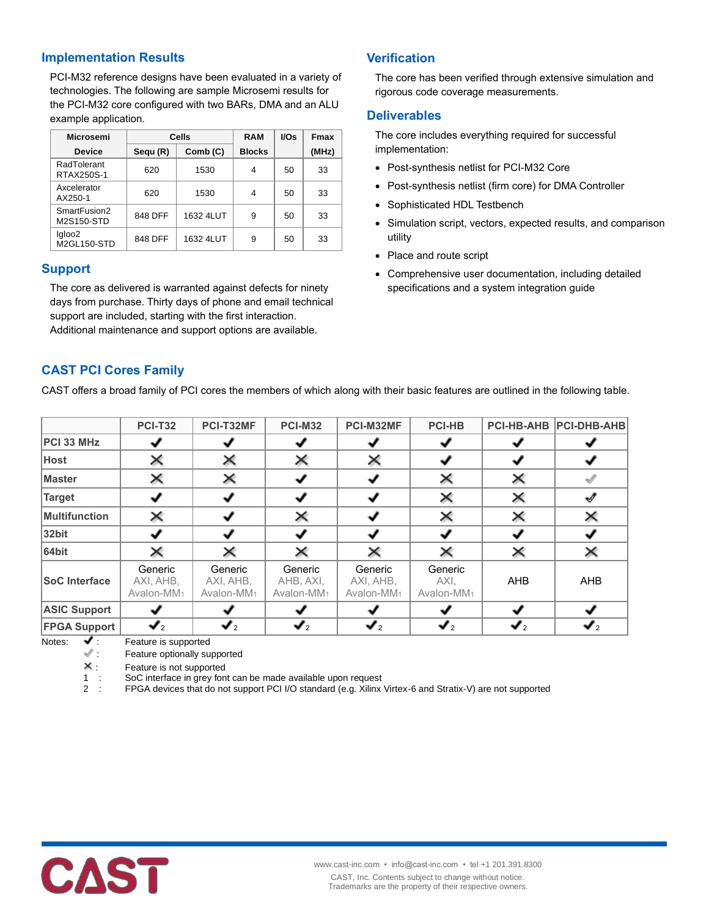## Implementation Results

PCI-M32 reference designs have been evaluated in a variety of technologies. The following are sample Microsemi results for the PCI-M32 core configured with two BARs, DMA and an ALU example application.

| Microsemi | Cells | | RAM | I/Os | Fmax |
|---|---|---|---|---|---|
| Device | Sequ (R) | Comb (C) | Blocks | | (MHz) |
| RadTolerant RTAX250S-1 | 620 | 1530 | 4 | 50 | 33 |
| Axcelerator AX250-1 | 620 | 1530 | 4 | 50 | 33 |
| SmartFusion2 M2S150-STD | 848 DFF | 1632 4LUT | 9 | 50 | 33 |
| Igloo2 M2GL150-STD | 848 DFF | 1632 4LUT | 9 | 50 | 33 |

## Support

The core as delivered is warranted against defects for ninety days from purchase. Thirty days of phone and email technical support are included, starting with the first interaction. Additional maintenance and support options are available.

## Verification

The core has been verified through extensive simulation and rigorous code coverage measurements.

## Deliverables

The core includes everything required for successful implementation:

- Post-synthesis netlist for PCI-M32 Core
- Post-synthesis netlist (firm core) for DMA Controller
- Sophisticated HDL Testbench
- Simulation script, vectors, expected results, and comparison utility
- Place and route script
- Comprehensive user documentation, including detailed specifications and a system integration guide

## CAST PCI Cores Family

CAST offers a broad family of PCI cores the members of which along with their basic features are outlined in the following table.

| | PCI-T32 | PCI-T32MF | PCI-M32 | PCI-M32MF | PCI-HB | PCI-HB-AHB | PCI-DHB-AHB |
|---|---|---|---|---|---|---|---|
| PCI 33 MHz | ✔ | ✔ | ✔ | ✔ | ✔ | ✔ | ✔ |
| Host | ✕ | ✕ | ✕ | ✕ | ✔ | ✔ | ✔ |
| Master | ✕ | ✕ | ✔ | ✔ | ✕ | ✕ | ✔ (optional) |
| Target | ✔ | ✔ | ✔ | ✔ | ✕ | ✕ | ✔ (optional) |
| Multifunction | ✕ | ✔ | ✕ | ✔ | ✕ | ✕ | ✕ |
| 32bit | ✔ | ✔ | ✔ | ✔ | ✔ | ✔ | ✔ |
| 64bit | ✕ | ✕ | ✕ | ✕ | ✕ | ✕ | ✕ |
| SoC Interface | Generic AXI, AHB, Avalon-MM1 | Generic AXI, AHB, Avalon-MM1 | Generic AHB, AXI, Avalon-MM1 | Generic AXI, AHB, Avalon-MM1 | Generic AXI, Avalon-MM1 | AHB | AHB |
| ASIC Support | ✔ | ✔ | ✔ | ✔ | ✔ | ✔ | ✔ |
| FPGA Support | ✔2 | ✔2 | ✔2 | ✔2 | ✔2 | ✔2 | ✔2 |

Notes:
- ✔ : Feature is supported
- ✔ (grey) : Feature optionally supported
- ✕ : Feature is not supported
- 1 : SoC interface in grey font can be made available upon request
- 2 : FPGA devices that do not support PCI I/O standard (e.g. Xilinx Virtex-6 and Stratix-V) are not supported

CAST

www.cast-inc.com • info@cast-inc.com • tel +1 201.391.8300

CAST, Inc. Contents subject to change without notice.
Trademarks are the property of their respective owners.